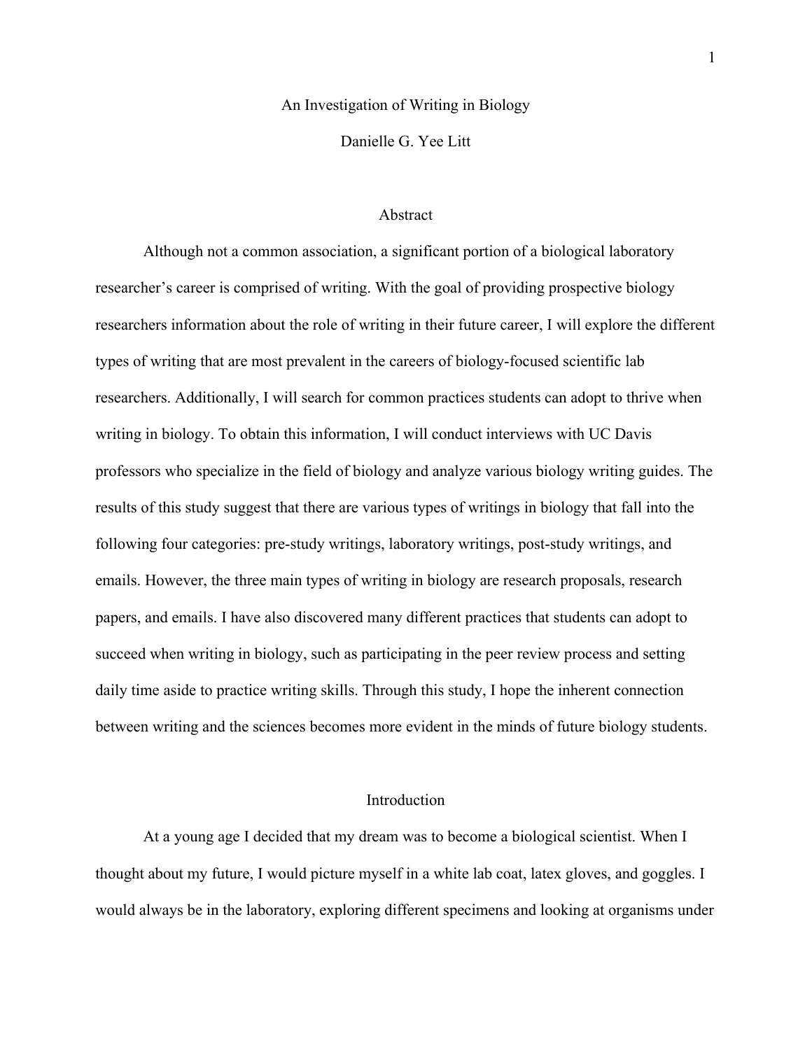# An Investigation of Writing in Biology

Danielle G. Yee Litt

## Abstract

Although not a common association, a significant portion of a biological laboratory researcher's career is comprised of writing. With the goal of providing prospective biology researchers information about the role of writing in their future career, I will explore the different types of writing that are most prevalent in the careers of biology-focused scientific lab researchers. Additionally, I will search for common practices students can adopt to thrive when writing in biology. To obtain this information, I will conduct interviews with UC Davis professors who specialize in the field of biology and analyze various biology writing guides. The results of this study suggest that there are various types of writings in biology that fall into the following four categories: pre-study writings, laboratory writings, post-study writings, and emails. However, the three main types of writing in biology are research proposals, research papers, and emails. I have also discovered many different practices that students can adopt to succeed when writing in biology, such as participating in the peer review process and setting daily time aside to practice writing skills. Through this study, I hope the inherent connection between writing and the sciences becomes more evident in the minds of future biology students.

## Introduction

At a young age I decided that my dream was to become a biological scientist. When I thought about my future, I would picture myself in a white lab coat, latex gloves, and goggles. I would always be in the laboratory, exploring different specimens and looking at organisms under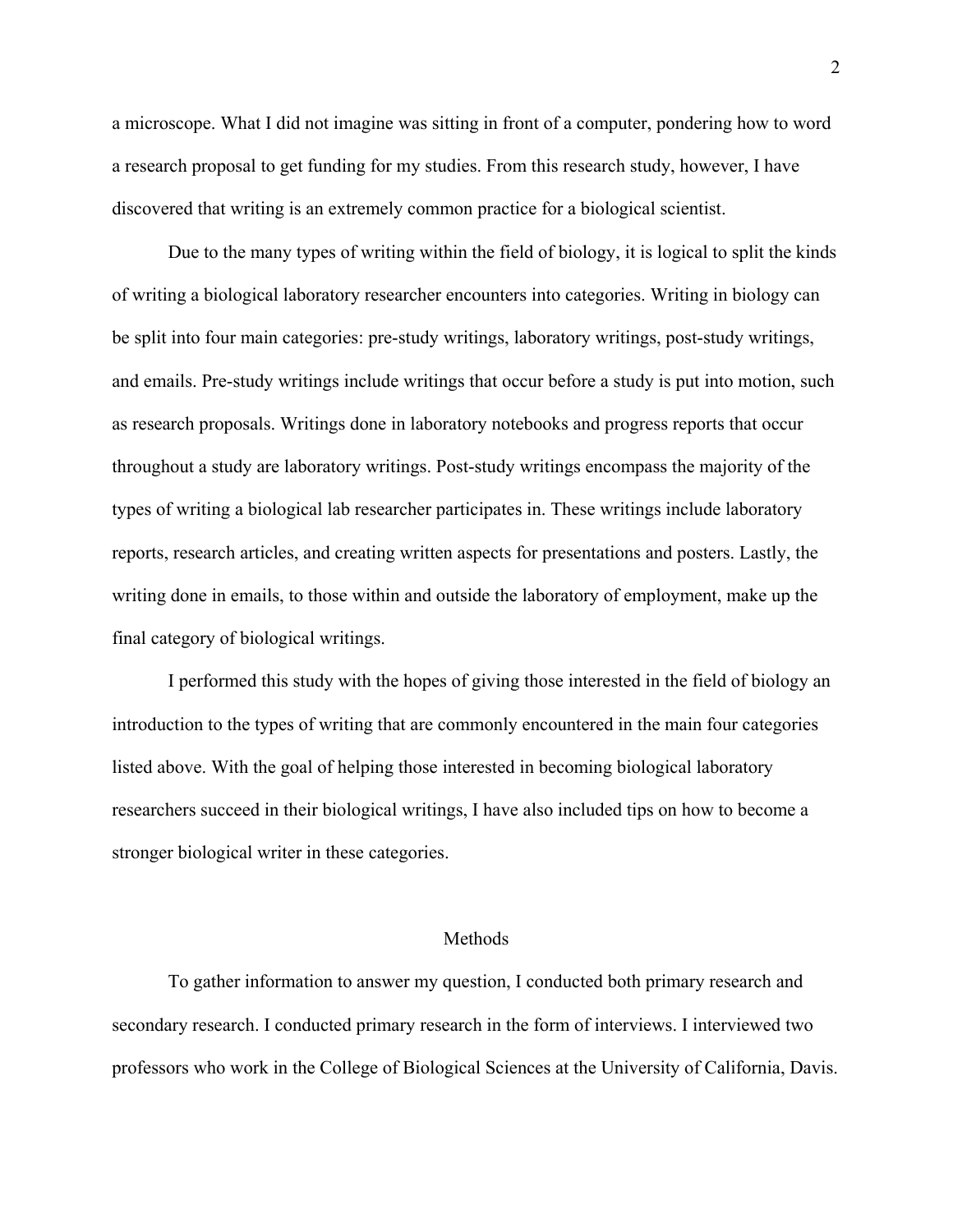a microscope. What I did not imagine was sitting in front of a computer, pondering how to word a research proposal to get funding for my studies. From this research study, however, I have discovered that writing is an extremely common practice for a biological scientist.

Due to the many types of writing within the field of biology, it is logical to split the kinds of writing a biological laboratory researcher encounters into categories. Writing in biology can be split into four main categories: pre-study writings, laboratory writings, post-study writings, and emails. Pre-study writings include writings that occur before a study is put into motion, such as research proposals. Writings done in laboratory notebooks and progress reports that occur throughout a study are laboratory writings. Post-study writings encompass the majority of the types of writing a biological lab researcher participates in. These writings include laboratory reports, research articles, and creating written aspects for presentations and posters. Lastly, the writing done in emails, to those within and outside the laboratory of employment, make up the final category of biological writings.

I performed this study with the hopes of giving those interested in the field of biology an introduction to the types of writing that are commonly encountered in the main four categories listed above. With the goal of helping those interested in becoming biological laboratory researchers succeed in their biological writings, I have also included tips on how to become a stronger biological writer in these categories.

## Methods

To gather information to answer my question, I conducted both primary research and secondary research. I conducted primary research in the form of interviews. I interviewed two professors who work in the College of Biological Sciences at the University of California, Davis.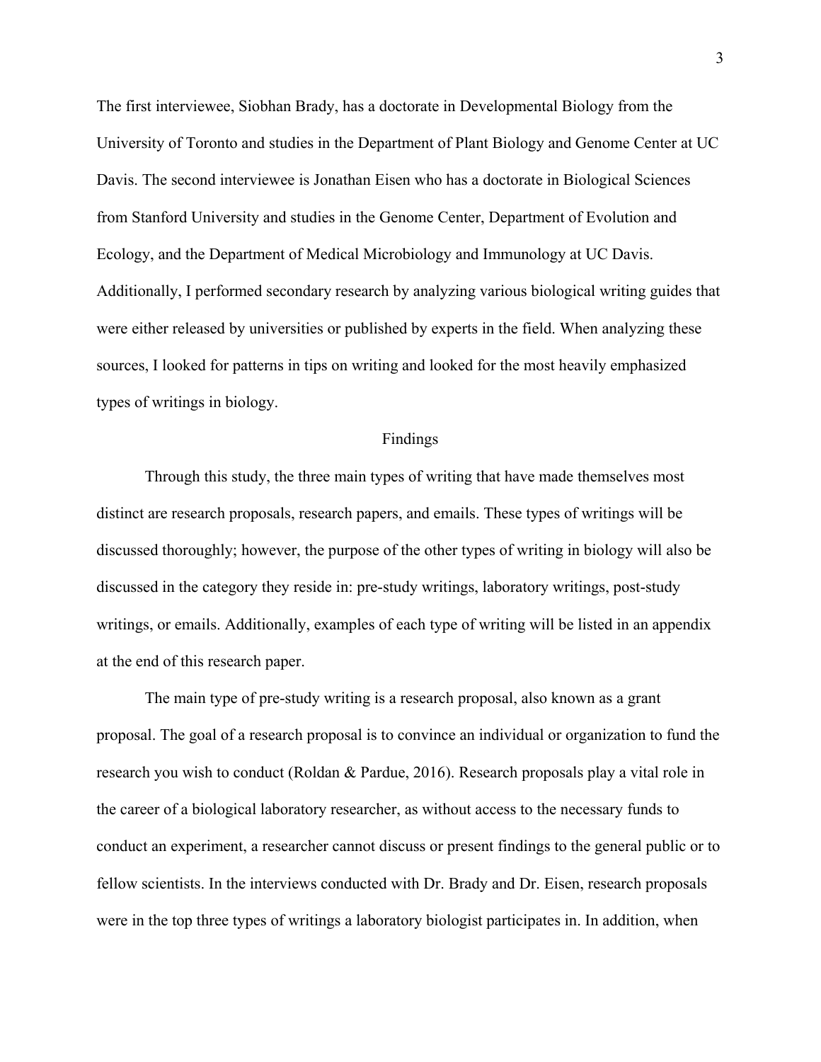The first interviewee, Siobhan Brady, has a doctorate in Developmental Biology from the University of Toronto and studies in the Department of Plant Biology and Genome Center at UC Davis. The second interviewee is Jonathan Eisen who has a doctorate in Biological Sciences from Stanford University and studies in the Genome Center, Department of Evolution and Ecology, and the Department of Medical Microbiology and Immunology at UC Davis. Additionally, I performed secondary research by analyzing various biological writing guides that were either released by universities or published by experts in the field. When analyzing these sources, I looked for patterns in tips on writing and looked for the most heavily emphasized types of writings in biology.

## Findings

Through this study, the three main types of writing that have made themselves most distinct are research proposals, research papers, and emails. These types of writings will be discussed thoroughly; however, the purpose of the other types of writing in biology will also be discussed in the category they reside in: pre-study writings, laboratory writings, post-study writings, or emails. Additionally, examples of each type of writing will be listed in an appendix at the end of this research paper.

The main type of pre-study writing is a research proposal, also known as a grant proposal. The goal of a research proposal is to convince an individual or organization to fund the research you wish to conduct (Roldan & Pardue, 2016). Research proposals play a vital role in the career of a biological laboratory researcher, as without access to the necessary funds to conduct an experiment, a researcher cannot discuss or present findings to the general public or to fellow scientists. In the interviews conducted with Dr. Brady and Dr. Eisen, research proposals were in the top three types of writings a laboratory biologist participates in. In addition, when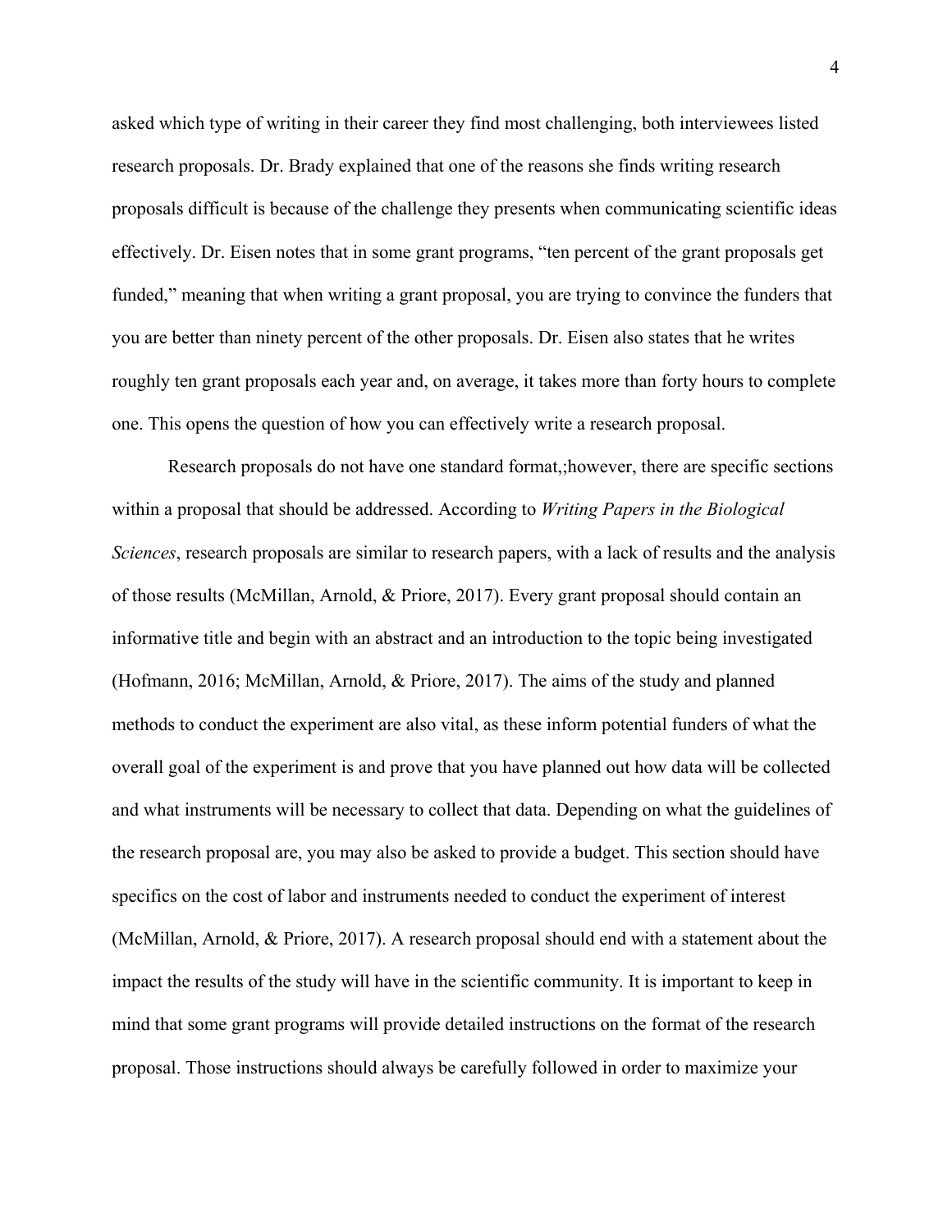asked which type of writing in their career they find most challenging, both interviewees listed research proposals. Dr. Brady explained that one of the reasons she finds writing research proposals difficult is because of the challenge they presents when communicating scientific ideas effectively. Dr. Eisen notes that in some grant programs, "ten percent of the grant proposals get funded," meaning that when writing a grant proposal, you are trying to convince the funders that you are better than ninety percent of the other proposals. Dr. Eisen also states that he writes roughly ten grant proposals each year and, on average, it takes more than forty hours to complete one. This opens the question of how you can effectively write a research proposal.

Research proposals do not have one standard format,;however, there are specific sections within a proposal that should be addressed. According to *Writing Papers in the Biological Sciences*, research proposals are similar to research papers, with a lack of results and the analysis of those results (McMillan, Arnold, & Priore, 2017). Every grant proposal should contain an informative title and begin with an abstract and an introduction to the topic being investigated (Hofmann, 2016; McMillan, Arnold, & Priore, 2017). The aims of the study and planned methods to conduct the experiment are also vital, as these inform potential funders of what the overall goal of the experiment is and prove that you have planned out how data will be collected and what instruments will be necessary to collect that data. Depending on what the guidelines of the research proposal are, you may also be asked to provide a budget. This section should have specifics on the cost of labor and instruments needed to conduct the experiment of interest (McMillan, Arnold, & Priore, 2017). A research proposal should end with a statement about the impact the results of the study will have in the scientific community. It is important to keep in mind that some grant programs will provide detailed instructions on the format of the research proposal. Those instructions should always be carefully followed in order to maximize your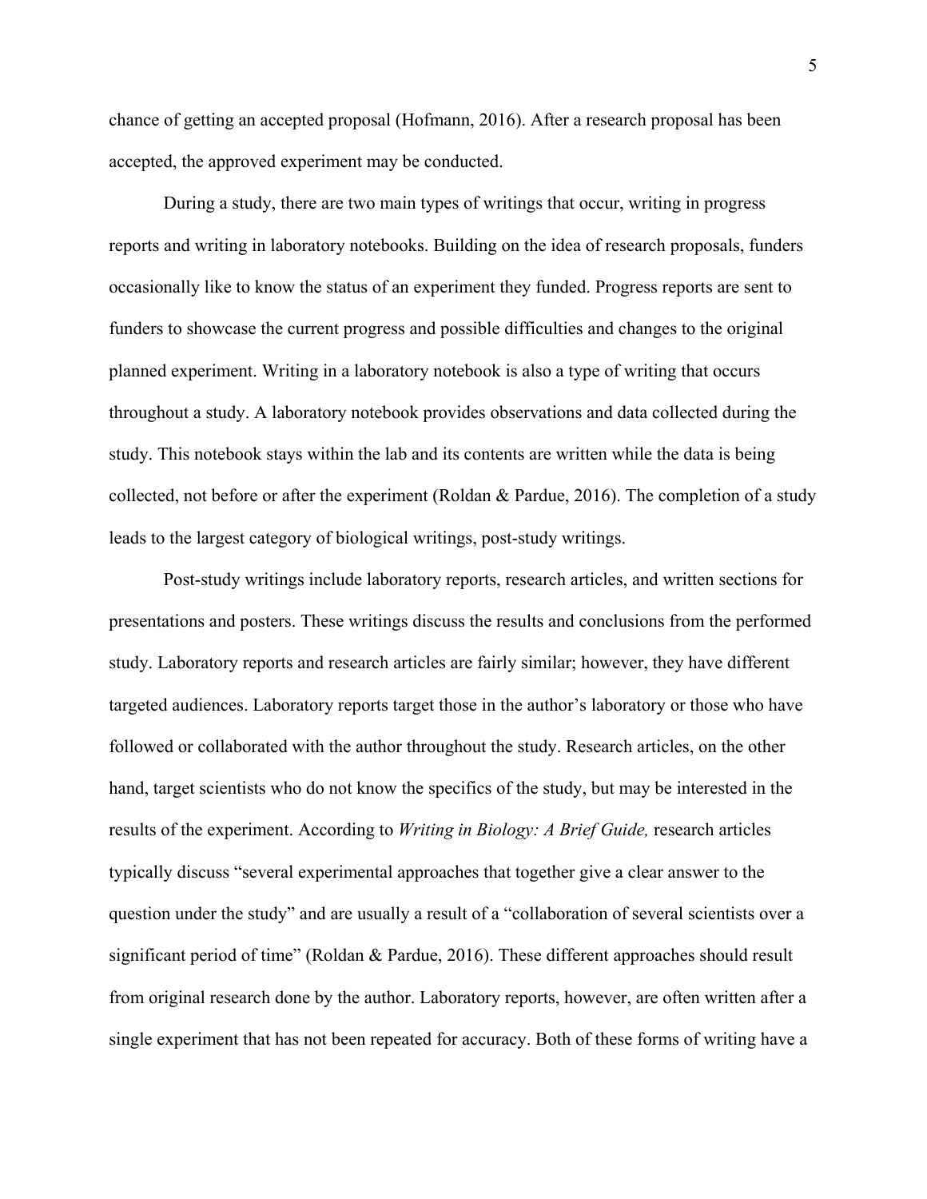chance of getting an accepted proposal (Hofmann, 2016). After a research proposal has been accepted, the approved experiment may be conducted.

During a study, there are two main types of writings that occur, writing in progress reports and writing in laboratory notebooks. Building on the idea of research proposals, funders occasionally like to know the status of an experiment they funded. Progress reports are sent to funders to showcase the current progress and possible difficulties and changes to the original planned experiment. Writing in a laboratory notebook is also a type of writing that occurs throughout a study. A laboratory notebook provides observations and data collected during the study. This notebook stays within the lab and its contents are written while the data is being collected, not before or after the experiment (Roldan & Pardue, 2016). The completion of a study leads to the largest category of biological writings, post-study writings.

Post-study writings include laboratory reports, research articles, and written sections for presentations and posters. These writings discuss the results and conclusions from the performed study. Laboratory reports and research articles are fairly similar; however, they have different targeted audiences. Laboratory reports target those in the author's laboratory or those who have followed or collaborated with the author throughout the study. Research articles, on the other hand, target scientists who do not know the specifics of the study, but may be interested in the results of the experiment. According to *Writing in Biology: A Brief Guide,* research articles typically discuss "several experimental approaches that together give a clear answer to the question under the study" and are usually a result of a "collaboration of several scientists over a significant period of time" (Roldan & Pardue, 2016). These different approaches should result from original research done by the author. Laboratory reports, however, are often written after a single experiment that has not been repeated for accuracy. Both of these forms of writing have a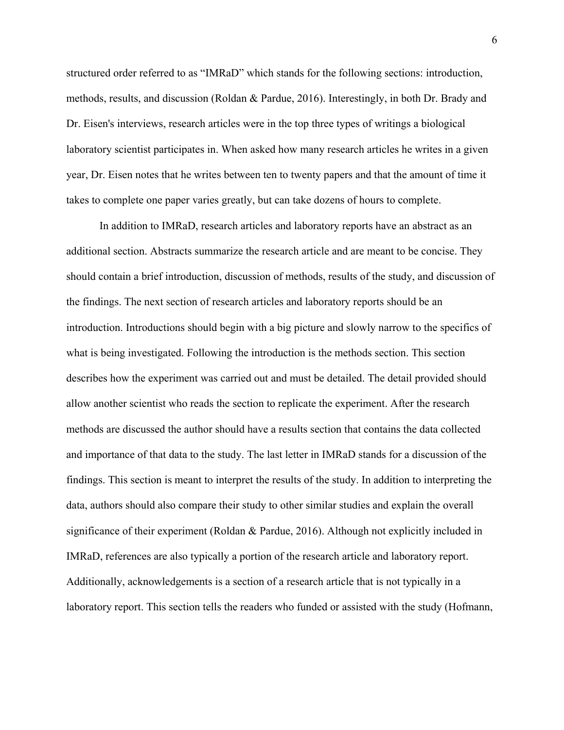structured order referred to as "IMRaD" which stands for the following sections: introduction, methods, results, and discussion (Roldan & Pardue, 2016). Interestingly, in both Dr. Brady and Dr. Eisen's interviews, research articles were in the top three types of writings a biological laboratory scientist participates in. When asked how many research articles he writes in a given year, Dr. Eisen notes that he writes between ten to twenty papers and that the amount of time it takes to complete one paper varies greatly, but can take dozens of hours to complete.

In addition to IMRaD, research articles and laboratory reports have an abstract as an additional section. Abstracts summarize the research article and are meant to be concise. They should contain a brief introduction, discussion of methods, results of the study, and discussion of the findings. The next section of research articles and laboratory reports should be an introduction. Introductions should begin with a big picture and slowly narrow to the specifics of what is being investigated. Following the introduction is the methods section. This section describes how the experiment was carried out and must be detailed. The detail provided should allow another scientist who reads the section to replicate the experiment. After the research methods are discussed the author should have a results section that contains the data collected and importance of that data to the study. The last letter in IMRaD stands for a discussion of the findings. This section is meant to interpret the results of the study. In addition to interpreting the data, authors should also compare their study to other similar studies and explain the overall significance of their experiment (Roldan & Pardue, 2016). Although not explicitly included in IMRaD, references are also typically a portion of the research article and laboratory report. Additionally, acknowledgements is a section of a research article that is not typically in a laboratory report. This section tells the readers who funded or assisted with the study (Hofmann,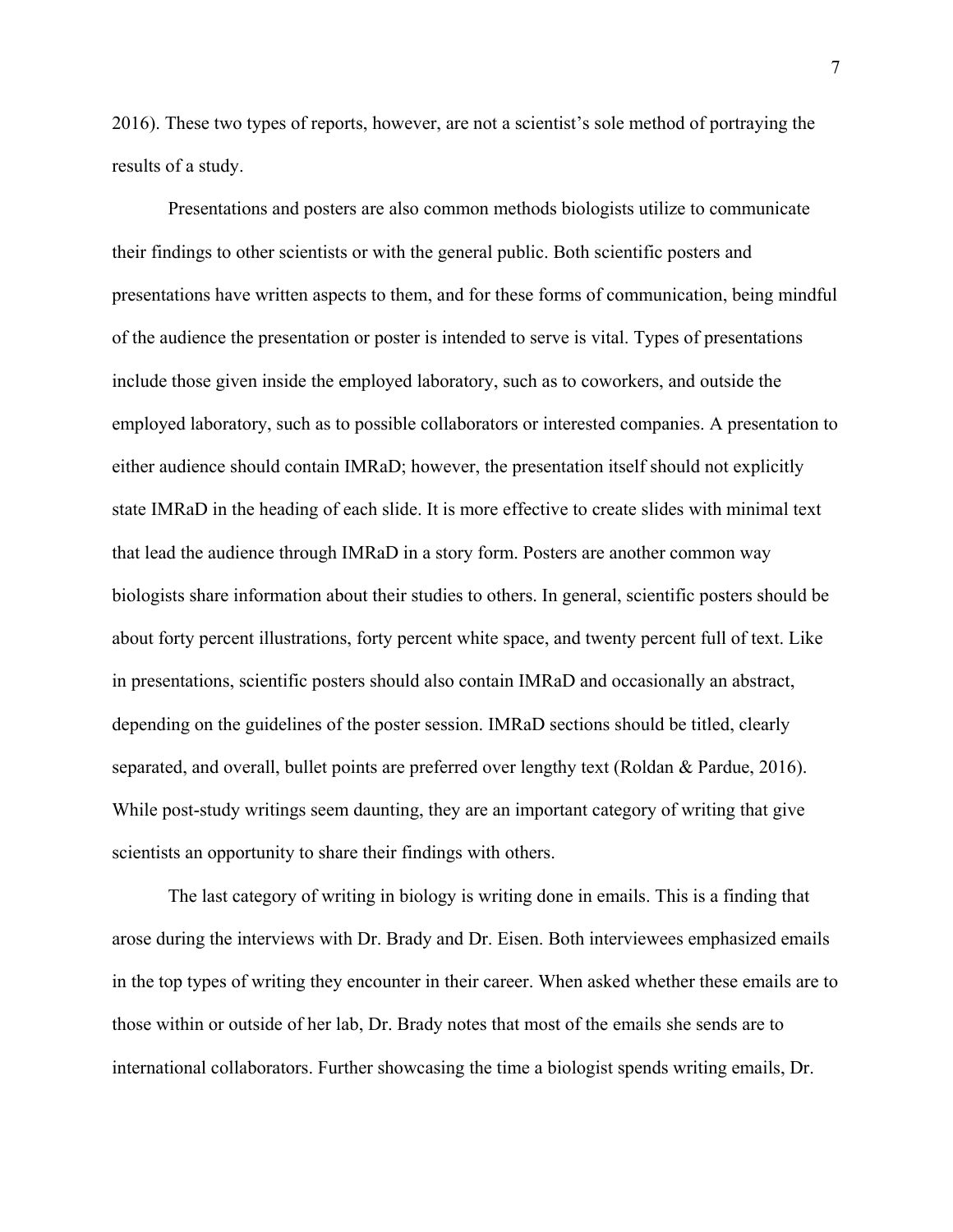2016). These two types of reports, however, are not a scientist's sole method of portraying the results of a study.

Presentations and posters are also common methods biologists utilize to communicate their findings to other scientists or with the general public. Both scientific posters and presentations have written aspects to them, and for these forms of communication, being mindful of the audience the presentation or poster is intended to serve is vital. Types of presentations include those given inside the employed laboratory, such as to coworkers, and outside the employed laboratory, such as to possible collaborators or interested companies. A presentation to either audience should contain IMRaD; however, the presentation itself should not explicitly state IMRaD in the heading of each slide. It is more effective to create slides with minimal text that lead the audience through IMRaD in a story form. Posters are another common way biologists share information about their studies to others. In general, scientific posters should be about forty percent illustrations, forty percent white space, and twenty percent full of text. Like in presentations, scientific posters should also contain IMRaD and occasionally an abstract, depending on the guidelines of the poster session. IMRaD sections should be titled, clearly separated, and overall, bullet points are preferred over lengthy text (Roldan & Pardue, 2016). While post-study writings seem daunting, they are an important category of writing that give scientists an opportunity to share their findings with others.

The last category of writing in biology is writing done in emails. This is a finding that arose during the interviews with Dr. Brady and Dr. Eisen. Both interviewees emphasized emails in the top types of writing they encounter in their career. When asked whether these emails are to those within or outside of her lab, Dr. Brady notes that most of the emails she sends are to international collaborators. Further showcasing the time a biologist spends writing emails, Dr.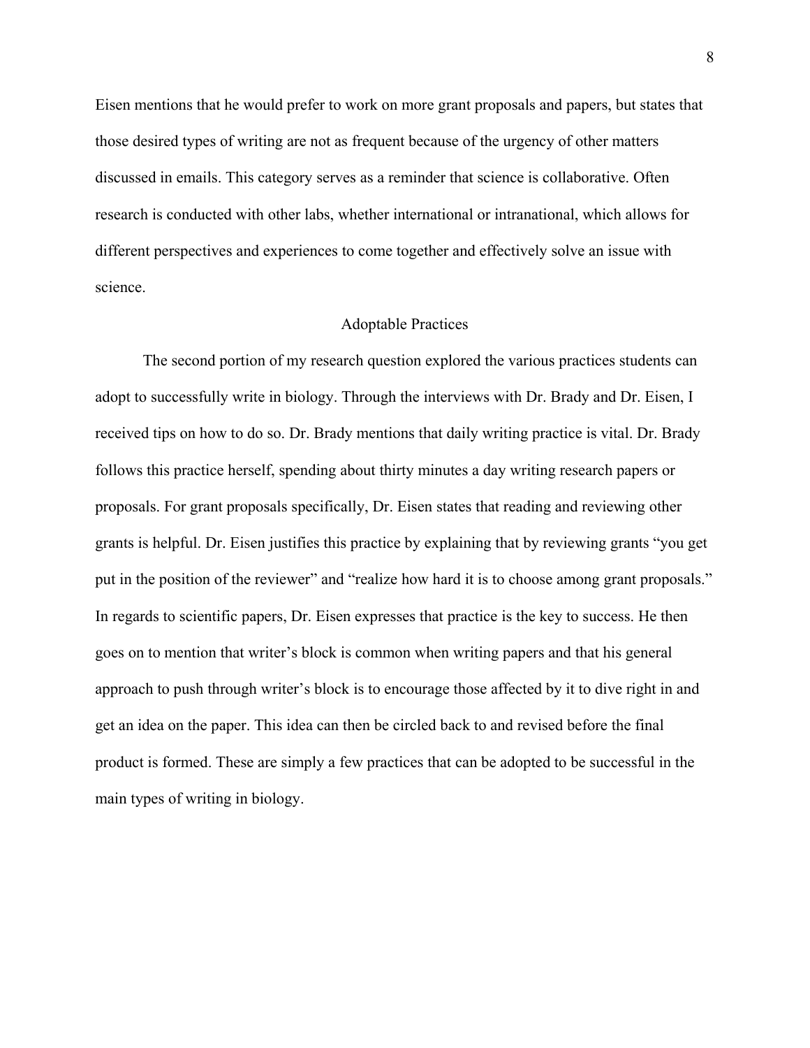Eisen mentions that he would prefer to work on more grant proposals and papers, but states that those desired types of writing are not as frequent because of the urgency of other matters discussed in emails. This category serves as a reminder that science is collaborative. Often research is conducted with other labs, whether international or intranational, which allows for different perspectives and experiences to come together and effectively solve an issue with science.

## Adoptable Practices

The second portion of my research question explored the various practices students can adopt to successfully write in biology. Through the interviews with Dr. Brady and Dr. Eisen, I received tips on how to do so. Dr. Brady mentions that daily writing practice is vital. Dr. Brady follows this practice herself, spending about thirty minutes a day writing research papers or proposals. For grant proposals specifically, Dr. Eisen states that reading and reviewing other grants is helpful. Dr. Eisen justifies this practice by explaining that by reviewing grants "you get put in the position of the reviewer" and "realize how hard it is to choose among grant proposals." In regards to scientific papers, Dr. Eisen expresses that practice is the key to success. He then goes on to mention that writer's block is common when writing papers and that his general approach to push through writer's block is to encourage those affected by it to dive right in and get an idea on the paper. This idea can then be circled back to and revised before the final product is formed. These are simply a few practices that can be adopted to be successful in the main types of writing in biology.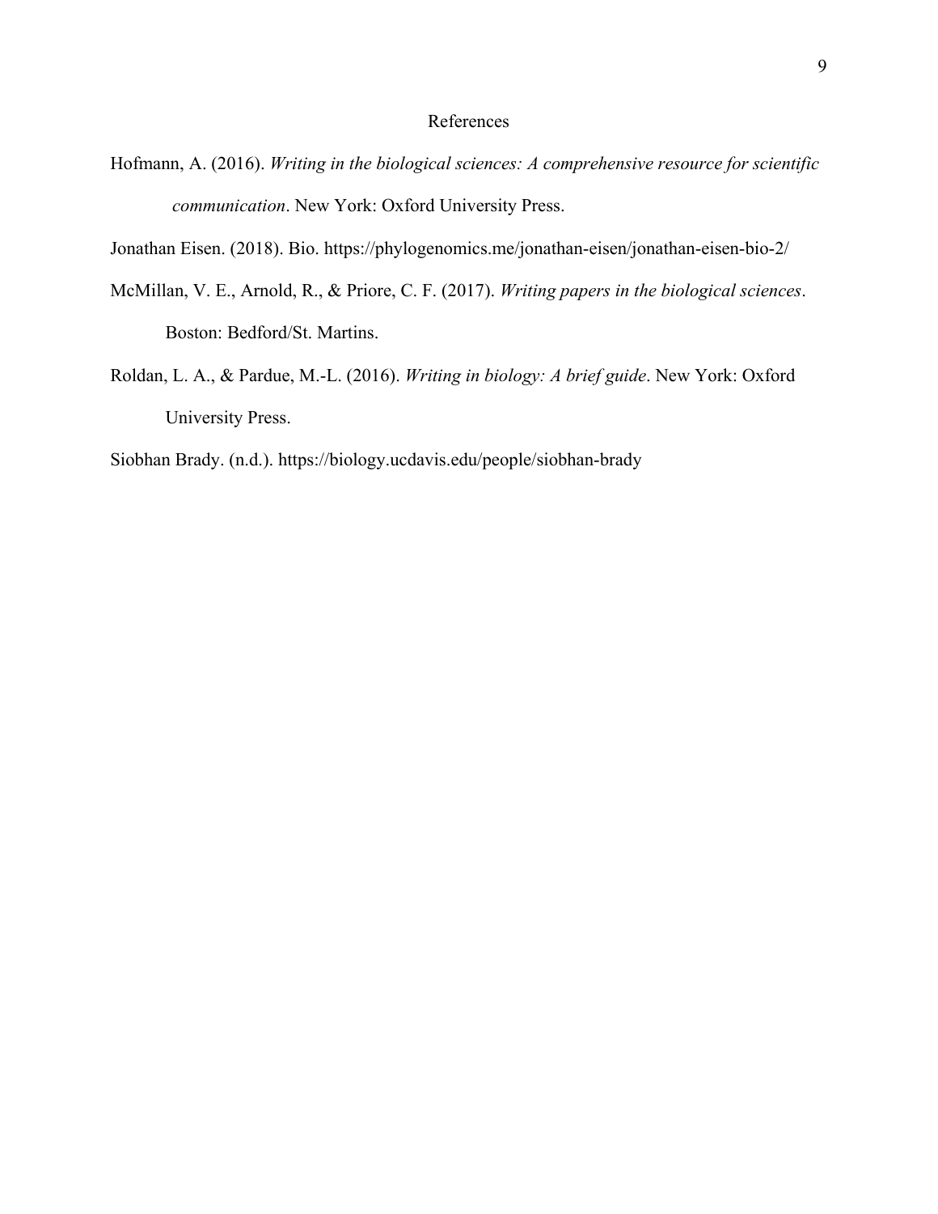# References

Hofmann, A. (2016). *Writing in the biological sciences: A comprehensive resource for scientific communication*. New York: Oxford University Press.

Jonathan Eisen. (2018). Bio. https://phylogenomics.me/jonathan-eisen/jonathan-eisen-bio-2/

McMillan, V. E., Arnold, R., & Priore, C. F. (2017). *Writing papers in the biological sciences*. Boston: Bedford/St. Martins.

Roldan, L. A., & Pardue, M.-L. (2016). *Writing in biology: A brief guide*. New York: Oxford University Press.

Siobhan Brady. (n.d.). https://biology.ucdavis.edu/people/siobhan-brady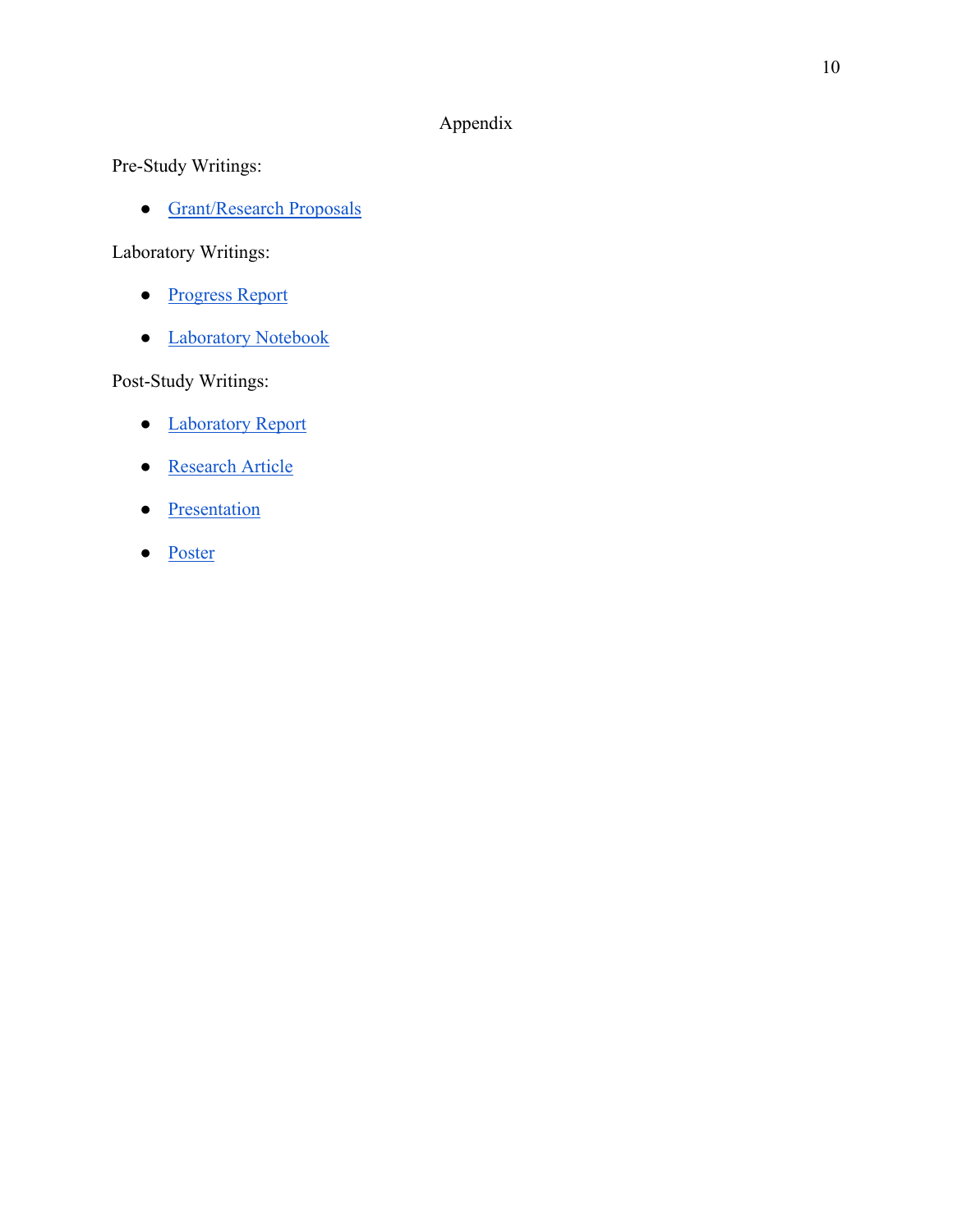# Appendix

Pre-Study Writings:

- Grant/Research Proposals

Laboratory Writings:

- Progress Report
- Laboratory Notebook

Post-Study Writings:

- Laboratory Report
- Research Article
- Presentation
- Poster